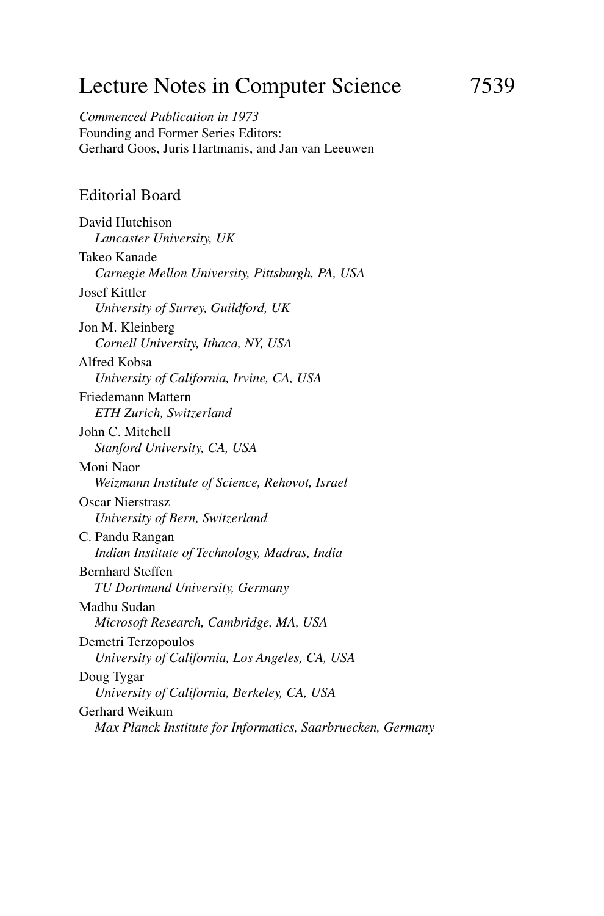# Lecture Notes in Computer Science 7539

*Commenced Publication in 1973*
Founding and Former Series Editors:
Gerhard Goos, Juris Hartmanis, and Jan van Leeuwen

## Editorial Board

David Hutchison
*Lancaster University, UK*

Takeo Kanade
*Carnegie Mellon University, Pittsburgh, PA, USA*

Josef Kittler
*University of Surrey, Guildford, UK*

Jon M. Kleinberg
*Cornell University, Ithaca, NY, USA*

Alfred Kobsa
*University of California, Irvine, CA, USA*

Friedemann Mattern
*ETH Zurich, Switzerland*

John C. Mitchell
*Stanford University, CA, USA*

Moni Naor
*Weizmann Institute of Science, Rehovot, Israel*

Oscar Nierstrasz
*University of Bern, Switzerland*

C. Pandu Rangan
*Indian Institute of Technology, Madras, India*

Bernhard Steffen
*TU Dortmund University, Germany*

Madhu Sudan
*Microsoft Research, Cambridge, MA, USA*

Demetri Terzopoulos
*University of California, Los Angeles, CA, USA*

Doug Tygar
*University of California, Berkeley, CA, USA*

Gerhard Weikum
*Max Planck Institute for Informatics, Saarbruecken, Germany*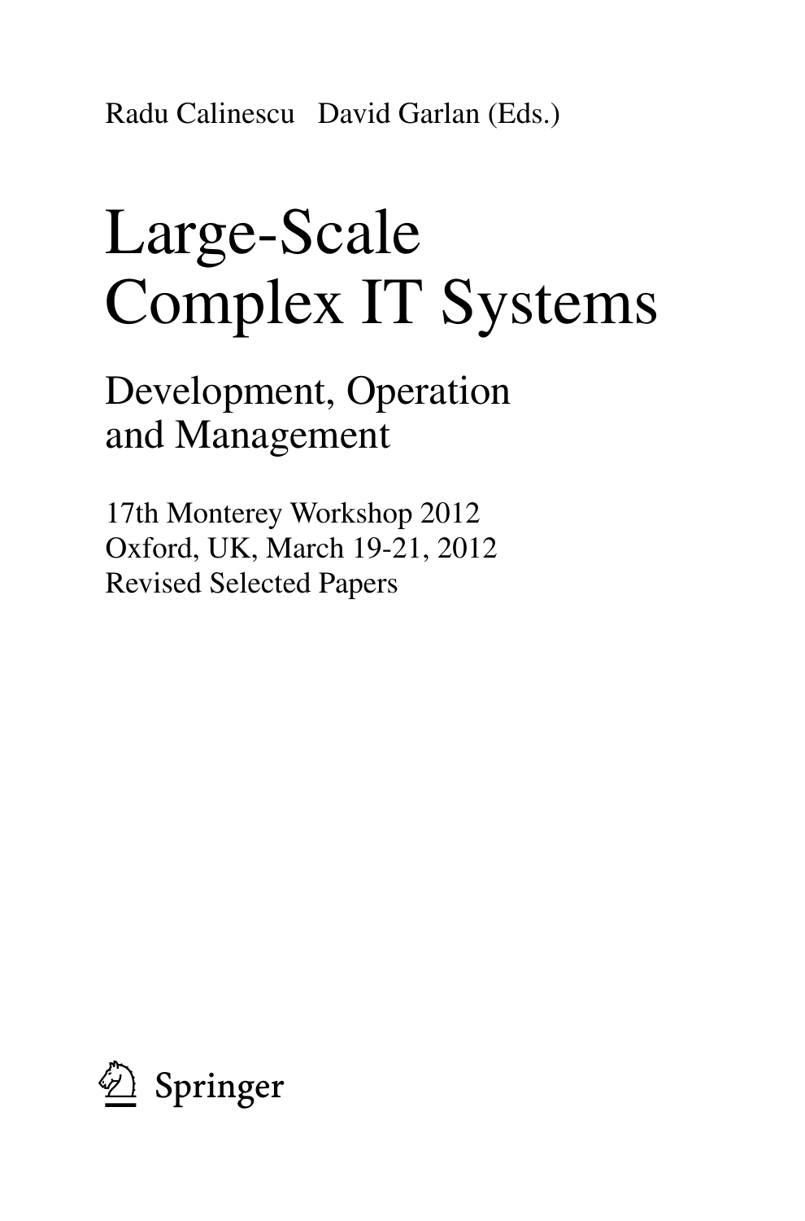Radu Calinescu David Garlan (Eds.)

# Large-Scale Complex IT Systems

## Development, Operation and Management

17th Monterey Workshop 2012
Oxford, UK, March 19-21, 2012
Revised Selected Papers

Springer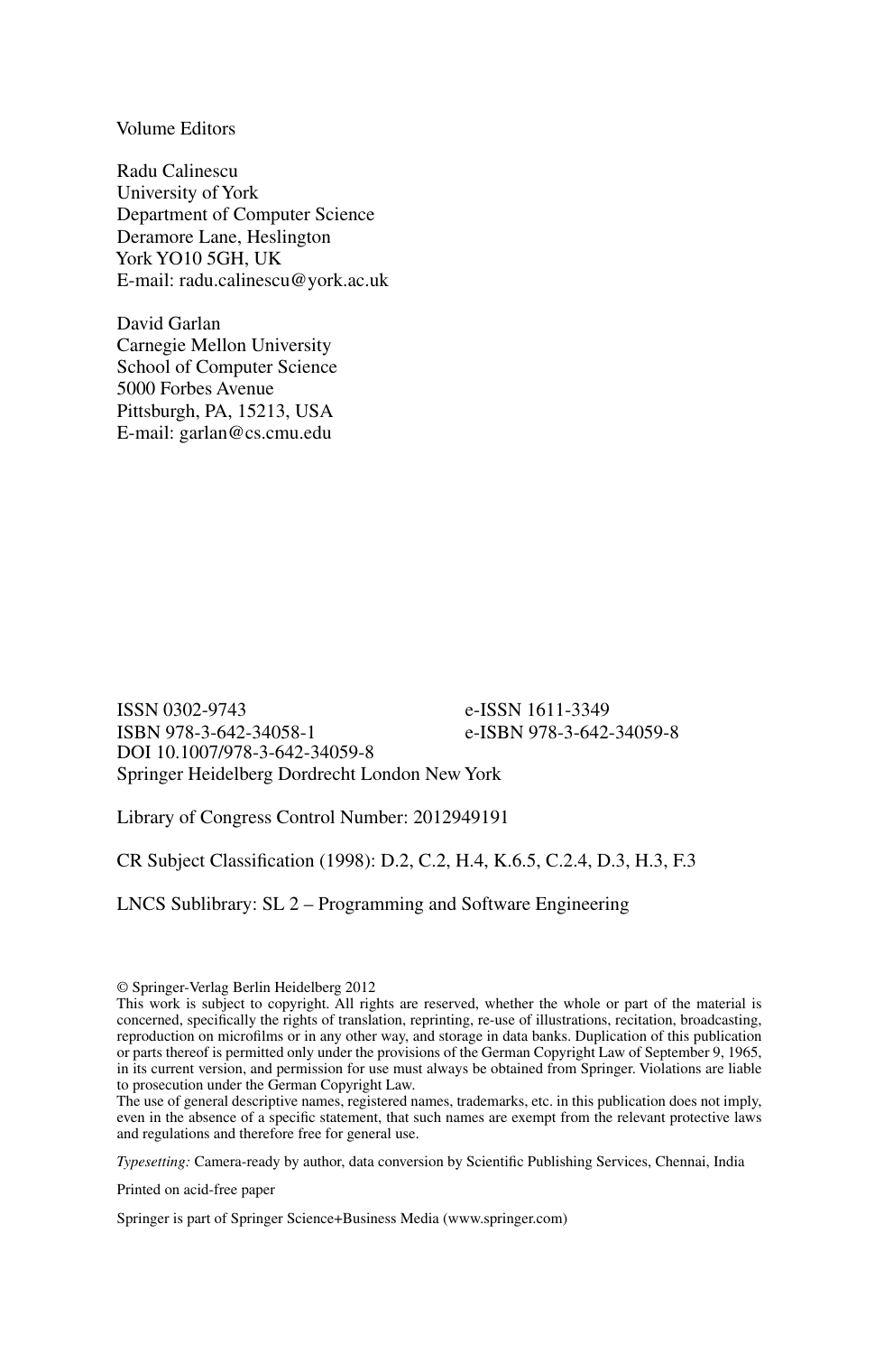Volume Editors

Radu Calinescu
University of York
Department of Computer Science
Deramore Lane, Heslington
York YO10 5GH, UK
E-mail: radu.calinescu@york.ac.uk

David Garlan
Carnegie Mellon University
School of Computer Science
5000 Forbes Avenue
Pittsburgh, PA, 15213, USA
E-mail: garlan@cs.cmu.edu

ISSN 0302-9743 e-ISSN 1611-3349
ISBN 978-3-642-34058-1 e-ISBN 978-3-642-34059-8
DOI 10.1007/978-3-642-34059-8
Springer Heidelberg Dordrecht London New York

Library of Congress Control Number: 2012949191

CR Subject Classification (1998): D.2, C.2, H.4, K.6.5, C.2.4, D.3, H.3, F.3

LNCS Sublibrary: SL 2 – Programming and Software Engineering

© Springer-Verlag Berlin Heidelberg 2012
This work is subject to copyright. All rights are reserved, whether the whole or part of the material is concerned, specifically the rights of translation, reprinting, re-use of illustrations, recitation, broadcasting, reproduction on microfilms or in any other way, and storage in data banks. Duplication of this publication or parts thereof is permitted only under the provisions of the German Copyright Law of September 9, 1965, in its current version, and permission for use must always be obtained from Springer. Violations are liable to prosecution under the German Copyright Law.
The use of general descriptive names, registered names, trademarks, etc. in this publication does not imply, even in the absence of a specific statement, that such names are exempt from the relevant protective laws and regulations and therefore free for general use.

*Typesetting:* Camera-ready by author, data conversion by Scientific Publishing Services, Chennai, India

Printed on acid-free paper

Springer is part of Springer Science+Business Media (www.springer.com)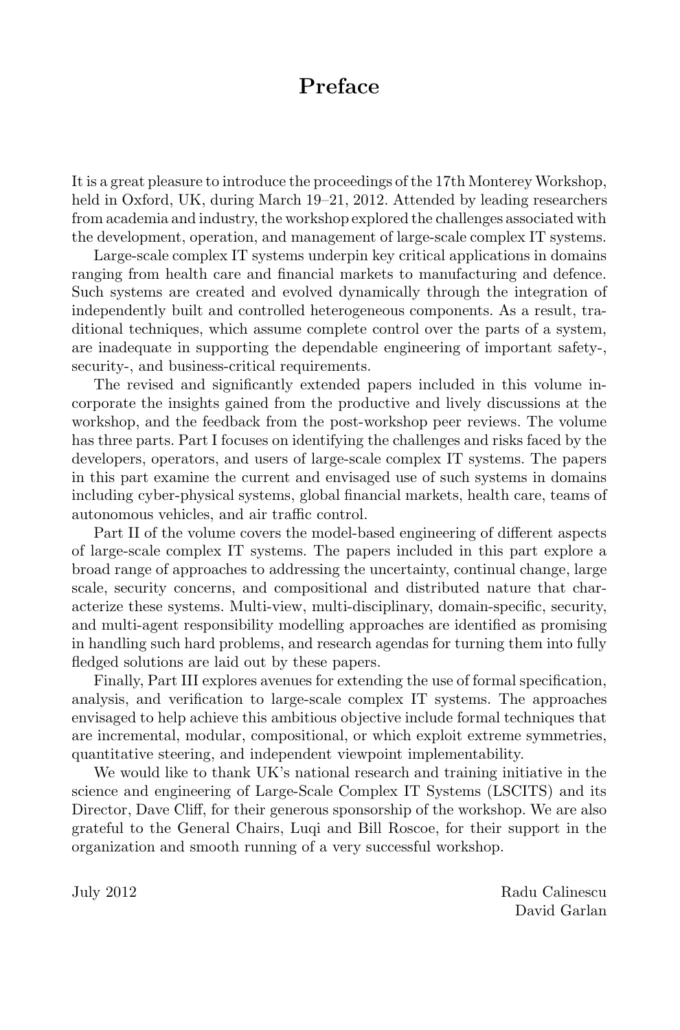# Preface

It is a great pleasure to introduce the proceedings of the 17th Monterey Workshop, held in Oxford, UK, during March 19–21, 2012. Attended by leading researchers from academia and industry, the workshop explored the challenges associated with the development, operation, and management of large-scale complex IT systems.

Large-scale complex IT systems underpin key critical applications in domains ranging from health care and financial markets to manufacturing and defence. Such systems are created and evolved dynamically through the integration of independently built and controlled heterogeneous components. As a result, traditional techniques, which assume complete control over the parts of a system, are inadequate in supporting the dependable engineering of important safety-, security-, and business-critical requirements.

The revised and significantly extended papers included in this volume incorporate the insights gained from the productive and lively discussions at the workshop, and the feedback from the post-workshop peer reviews. The volume has three parts. Part I focuses on identifying the challenges and risks faced by the developers, operators, and users of large-scale complex IT systems. The papers in this part examine the current and envisaged use of such systems in domains including cyber-physical systems, global financial markets, health care, teams of autonomous vehicles, and air traffic control.

Part II of the volume covers the model-based engineering of different aspects of large-scale complex IT systems. The papers included in this part explore a broad range of approaches to addressing the uncertainty, continual change, large scale, security concerns, and compositional and distributed nature that characterize these systems. Multi-view, multi-disciplinary, domain-specific, security, and multi-agent responsibility modelling approaches are identified as promising in handling such hard problems, and research agendas for turning them into fully fledged solutions are laid out by these papers.

Finally, Part III explores avenues for extending the use of formal specification, analysis, and verification to large-scale complex IT systems. The approaches envisaged to help achieve this ambitious objective include formal techniques that are incremental, modular, compositional, or which exploit extreme symmetries, quantitative steering, and independent viewpoint implementability.

We would like to thank UK's national research and training initiative in the science and engineering of Large-Scale Complex IT Systems (LSCITS) and its Director, Dave Cliff, for their generous sponsorship of the workshop. We are also grateful to the General Chairs, Luqi and Bill Roscoe, for their support in the organization and smooth running of a very successful workshop.

July 2012

Radu Calinescu
David Garlan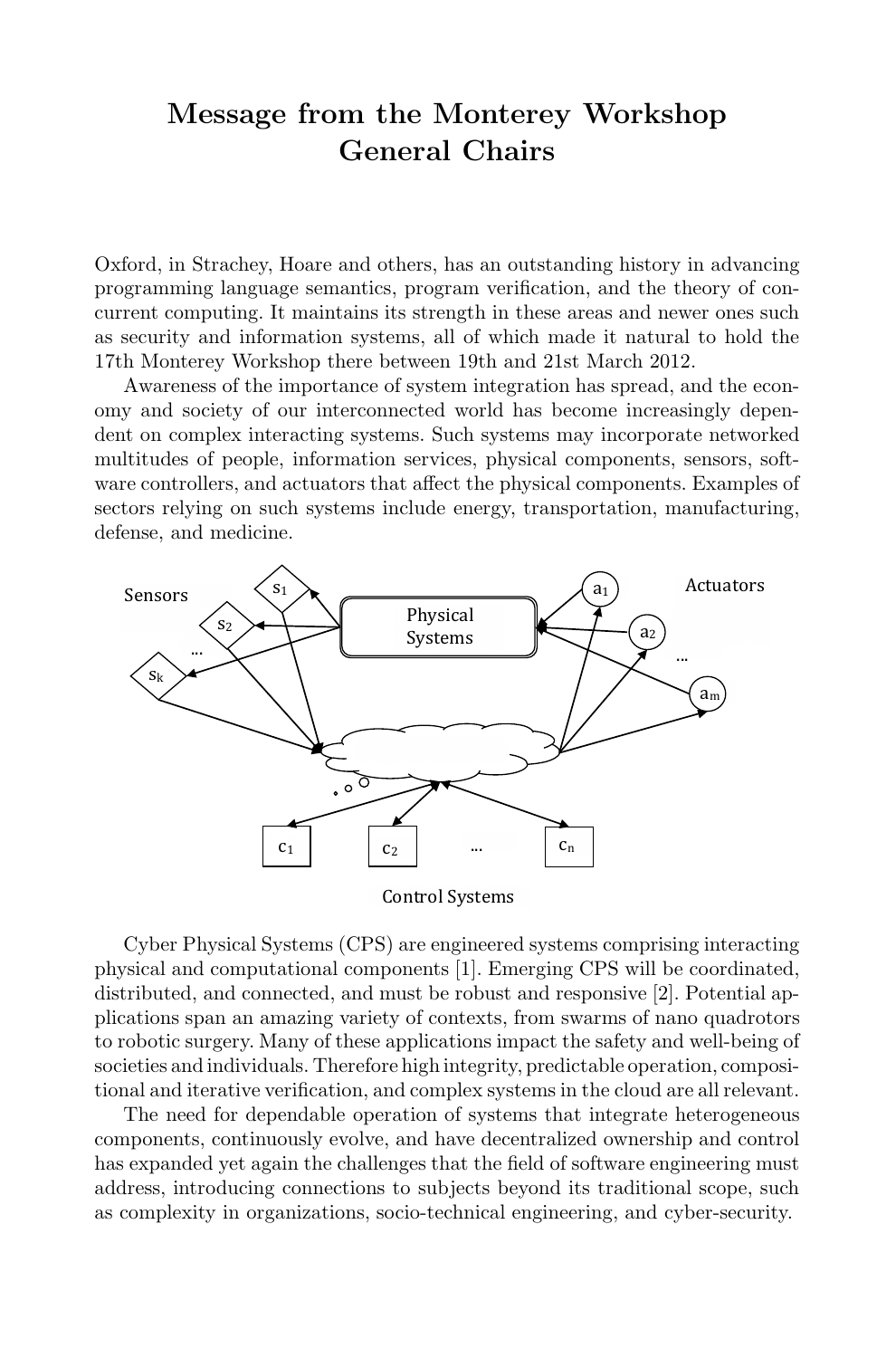# Message from the Monterey Workshop General Chairs

Oxford, in Strachey, Hoare and others, has an outstanding history in advancing programming language semantics, program verification, and the theory of concurrent computing. It maintains its strength in these areas and newer ones such as security and information systems, all of which made it natural to hold the 17th Monterey Workshop there between 19th and 21st March 2012.

Awareness of the importance of system integration has spread, and the economy and society of our interconnected world has become increasingly dependent on complex interacting systems. Such systems may incorporate networked multitudes of people, information services, physical components, sensors, software controllers, and actuators that affect the physical components. Examples of sectors relying on such systems include energy, transportation, manufacturing, defense, and medicine.

Cyber Physical Systems (CPS) are engineered systems comprising interacting physical and computational components [1]. Emerging CPS will be coordinated, distributed, and connected, and must be robust and responsive [2]. Potential applications span an amazing variety of contexts, from swarms of nano quadrotors to robotic surgery. Many of these applications impact the safety and well-being of societies and individuals. Therefore high integrity, predictable operation, compositional and iterative verification, and complex systems in the cloud are all relevant.

The need for dependable operation of systems that integrate heterogeneous components, continuously evolve, and have decentralized ownership and control has expanded yet again the challenges that the field of software engineering must address, introducing connections to subjects beyond its traditional scope, such as complexity in organizations, socio-technical engineering, and cyber-security.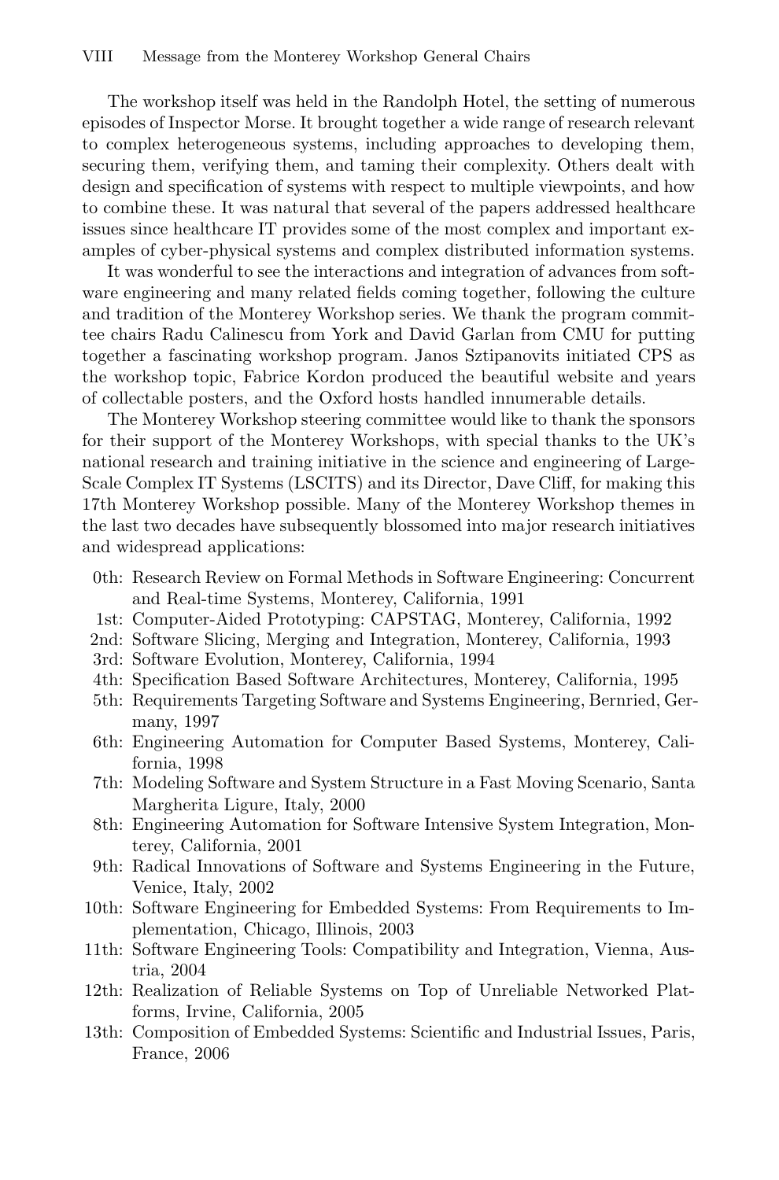The workshop itself was held in the Randolph Hotel, the setting of numerous episodes of Inspector Morse. It brought together a wide range of research relevant to complex heterogeneous systems, including approaches to developing them, securing them, verifying them, and taming their complexity. Others dealt with design and specification of systems with respect to multiple viewpoints, and how to combine these. It was natural that several of the papers addressed healthcare issues since healthcare IT provides some of the most complex and important examples of cyber-physical systems and complex distributed information systems.

It was wonderful to see the interactions and integration of advances from software engineering and many related fields coming together, following the culture and tradition of the Monterey Workshop series. We thank the program committee chairs Radu Calinescu from York and David Garlan from CMU for putting together a fascinating workshop program. Janos Sztipanovits initiated CPS as the workshop topic, Fabrice Kordon produced the beautiful website and years of collectable posters, and the Oxford hosts handled innumerable details.

The Monterey Workshop steering committee would like to thank the sponsors for their support of the Monterey Workshops, with special thanks to the UK's national research and training initiative in the science and engineering of Large-Scale Complex IT Systems (LSCITS) and its Director, Dave Cliff, for making this 17th Monterey Workshop possible. Many of the Monterey Workshop themes in the last two decades have subsequently blossomed into major research initiatives and widespread applications:

- 0th: Research Review on Formal Methods in Software Engineering: Concurrent and Real-time Systems, Monterey, California, 1991
- 1st: Computer-Aided Prototyping: CAPSTAG, Monterey, California, 1992
- 2nd: Software Slicing, Merging and Integration, Monterey, California, 1993
- 3rd: Software Evolution, Monterey, California, 1994
- 4th: Specification Based Software Architectures, Monterey, California, 1995
- 5th: Requirements Targeting Software and Systems Engineering, Bernried, Germany, 1997
- 6th: Engineering Automation for Computer Based Systems, Monterey, California, 1998
- 7th: Modeling Software and System Structure in a Fast Moving Scenario, Santa Margherita Ligure, Italy, 2000
- 8th: Engineering Automation for Software Intensive System Integration, Monterey, California, 2001
- 9th: Radical Innovations of Software and Systems Engineering in the Future, Venice, Italy, 2002
- 10th: Software Engineering for Embedded Systems: From Requirements to Implementation, Chicago, Illinois, 2003
- 11th: Software Engineering Tools: Compatibility and Integration, Vienna, Austria, 2004
- 12th: Realization of Reliable Systems on Top of Unreliable Networked Platforms, Irvine, California, 2005
- 13th: Composition of Embedded Systems: Scientific and Industrial Issues, Paris, France, 2006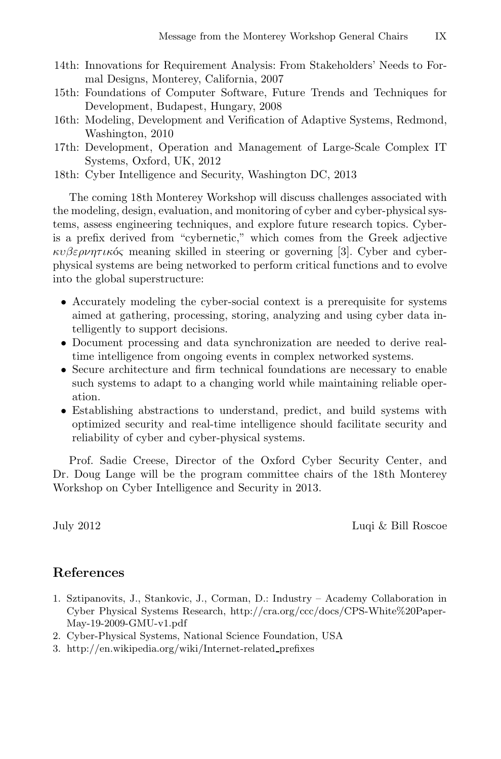14th: Innovations for Requirement Analysis: From Stakeholders' Needs to Formal Designs, Monterey, California, 2007
15th: Foundations of Computer Software, Future Trends and Techniques for Development, Budapest, Hungary, 2008
16th: Modeling, Development and Verification of Adaptive Systems, Redmond, Washington, 2010
17th: Development, Operation and Management of Large-Scale Complex IT Systems, Oxford, UK, 2012
18th: Cyber Intelligence and Security, Washington DC, 2013

The coming 18th Monterey Workshop will discuss challenges associated with the modeling, design, evaluation, and monitoring of cyber and cyber-physical systems, assess engineering techniques, and explore future research topics. Cyber- is a prefix derived from "cybernetic," which comes from the Greek adjective *κυβερνητικός* meaning skilled in steering or governing [3]. Cyber and cyber-physical systems are being networked to perform critical functions and to evolve into the global superstructure:

- Accurately modeling the cyber-social context is a prerequisite for systems aimed at gathering, processing, storing, analyzing and using cyber data intelligently to support decisions.
- Document processing and data synchronization are needed to derive real-time intelligence from ongoing events in complex networked systems.
- Secure architecture and firm technical foundations are necessary to enable such systems to adapt to a changing world while maintaining reliable operation.
- Establishing abstractions to understand, predict, and build systems with optimized security and real-time intelligence should facilitate security and reliability of cyber and cyber-physical systems.

Prof. Sadie Creese, Director of the Oxford Cyber Security Center, and Dr. Doug Lange will be the program committee chairs of the 18th Monterey Workshop on Cyber Intelligence and Security in 2013.

July 2012 Luqi & Bill Roscoe

## References

1. Sztipanovits, J., Stankovic, J., Corman, D.: Industry – Academy Collaboration in Cyber Physical Systems Research, http://cra.org/ccc/docs/CPS-White%20Paper-May-19-2009-GMU-v1.pdf
2. Cyber-Physical Systems, National Science Foundation, USA
3. http://en.wikipedia.org/wiki/Internet-related_prefixes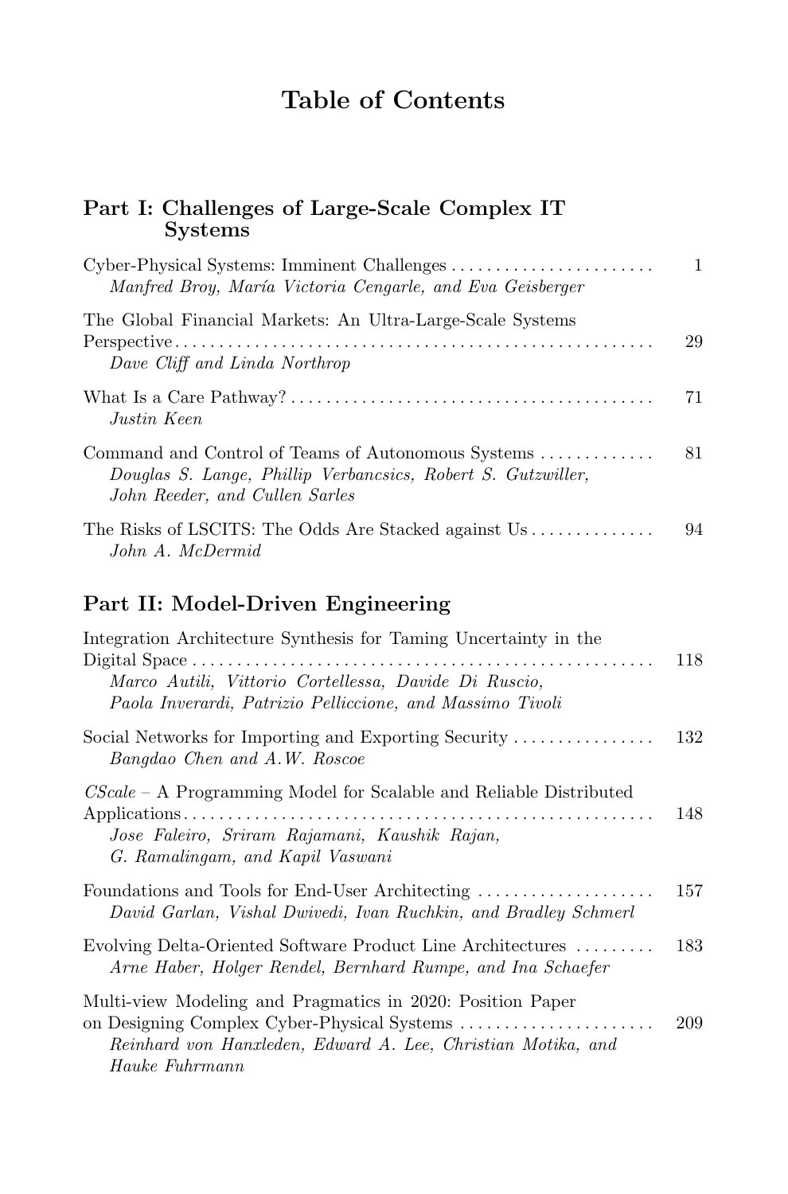# Table of Contents

## Part I: Challenges of Large-Scale Complex IT Systems

Cyber-Physical Systems: Imminent Challenges ........................ 1
*Manfred Broy, María Victoria Cengarle, and Eva Geisberger*

The Global Financial Markets: An Ultra-Large-Scale Systems Perspective ........................ 29
*Dave Cliff and Linda Northrop*

What Is a Care Pathway? ........................ 71
*Justin Keen*

Command and Control of Teams of Autonomous Systems ........................ 81
*Douglas S. Lange, Phillip Verbancsics, Robert S. Gutzwiller, John Reeder, and Cullen Sarles*

The Risks of LSCITS: The Odds Are Stacked against Us ........................ 94
*John A. McDermid*

## Part II: Model-Driven Engineering

Integration Architecture Synthesis for Taming Uncertainty in the Digital Space ........................ 118
*Marco Autili, Vittorio Cortellessa, Davide Di Ruscio, Paola Inverardi, Patrizio Pelliccione, and Massimo Tivoli*

Social Networks for Importing and Exporting Security ........................ 132
*Bangdao Chen and A.W. Roscoe*

*CScale* – A Programming Model for Scalable and Reliable Distributed Applications ........................ 148
*Jose Faleiro, Sriram Rajamani, Kaushik Rajan, G. Ramalingam, and Kapil Vaswani*

Foundations and Tools for End-User Architecting ........................ 157
*David Garlan, Vishal Dwivedi, Ivan Ruchkin, and Bradley Schmerl*

Evolving Delta-Oriented Software Product Line Architectures ........................ 183
*Arne Haber, Holger Rendel, Bernhard Rumpe, and Ina Schaefer*

Multi-view Modeling and Pragmatics in 2020: Position Paper on Designing Complex Cyber-Physical Systems ........................ 209
*Reinhard von Hanxleden, Edward A. Lee, Christian Motika, and Hauke Fuhrmann*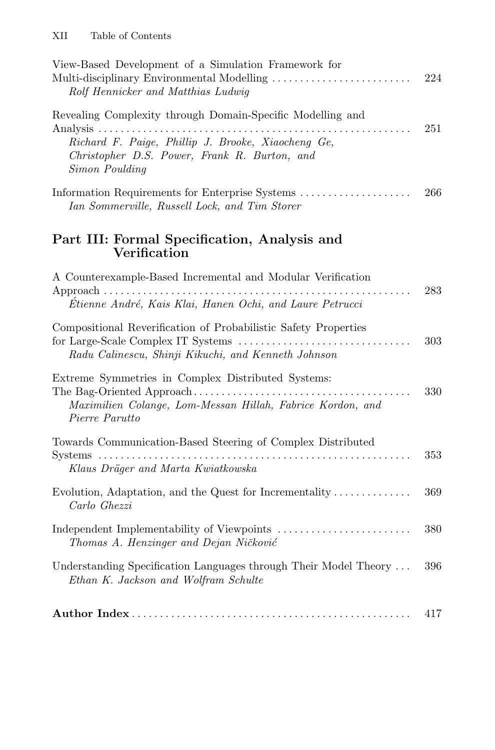View-Based Development of a Simulation Framework for Multi-disciplinary Environmental Modelling ........................ 224
*Rolf Hennicker and Matthias Ludwig*

Revealing Complexity through Domain-Specific Modelling and Analysis ........................................................ 251
*Richard F. Paige, Phillip J. Brooke, Xiaocheng Ge, Christopher D.S. Power, Frank R. Burton, and Simon Poulding*

Information Requirements for Enterprise Systems .................... 266
*Ian Sommerville, Russell Lock, and Tim Storer*

## Part III: Formal Specification, Analysis and Verification

A Counterexample-Based Incremental and Modular Verification Approach ........................................................ 283
*Étienne André, Kais Klai, Hanen Ochi, and Laure Petrucci*

Compositional Reverification of Probabilistic Safety Properties for Large-Scale Complex IT Systems .............................. 303
*Radu Calinescu, Shinji Kikuchi, and Kenneth Johnson*

Extreme Symmetries in Complex Distributed Systems: The Bag-Oriented Approach....................................... 330
*Maximilien Colange, Lom-Messan Hillah, Fabrice Kordon, and Pierre Parutto*

Towards Communication-Based Steering of Complex Distributed Systems ........................................................ 353
*Klaus Dräger and Marta Kwiatkowska*

Evolution, Adaptation, and the Quest for Incrementality .............. 369
*Carlo Ghezzi*

Independent Implementability of Viewpoints ........................ 380
*Thomas A. Henzinger and Dejan Ničković*

Understanding Specification Languages through Their Model Theory ... 396
*Ethan K. Jackson and Wolfram Schulte*

**Author Index** .................................................. 417